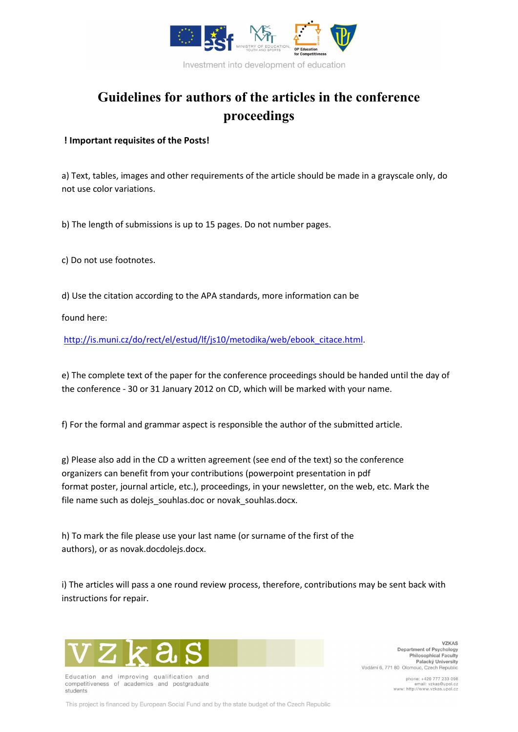Investment into development of education

# Guidelines for authors of the articles in the conference proceedings

**! Important requisites of the Posts!**

a) Text, tables, images and other requirements of the article should be made in a grayscale only, do not use color variations.

b) The length of submissions is up to 15 pages. Do not number pages.

c) Do not use footnotes.

d) Use the citation according to the APA standards, more information can be

found here:

http://is.muni.cz/do/rect/el/estud/lf/js10/metodika/web/ebook_citace.html.

e) The complete text of the paper for the conference proceedings should be handed until the day of the conference - 30 or 31 January 2012 on CD, which will be marked with your name.

f) For the formal and grammar aspect is responsible the author of the submitted article.

g) Please also add in the CD a written agreement (see end of the text) so the conference organizers can benefit from your contributions (powerpoint presentation in pdf format poster, journal article, etc.), proceedings, in your newsletter, on the web, etc. Mark the file name such as dolejs_souhlas.doc or novak_souhlas.docx.

h) To mark the file please use your last name (or surname of the first of the authors), or as novak.docdolejs.docx.

i) The articles will pass a one round review process, therefore, contributions may be sent back with instructions for repair.

VZKAS

Education and improving qualification and competitiveness of academics and postgraduate students

VZKAS
Department of Psychology
Philosophical Faculty
Palacký University
Vodární 6, 771 80 Olomouc, Czech Republic

phone: +420 777 233 098
email: vzkas@upol.cz
www: http://www.vzkas.upol.cz

This project is financed by European Social Fund and by the state budget of the Czech Republic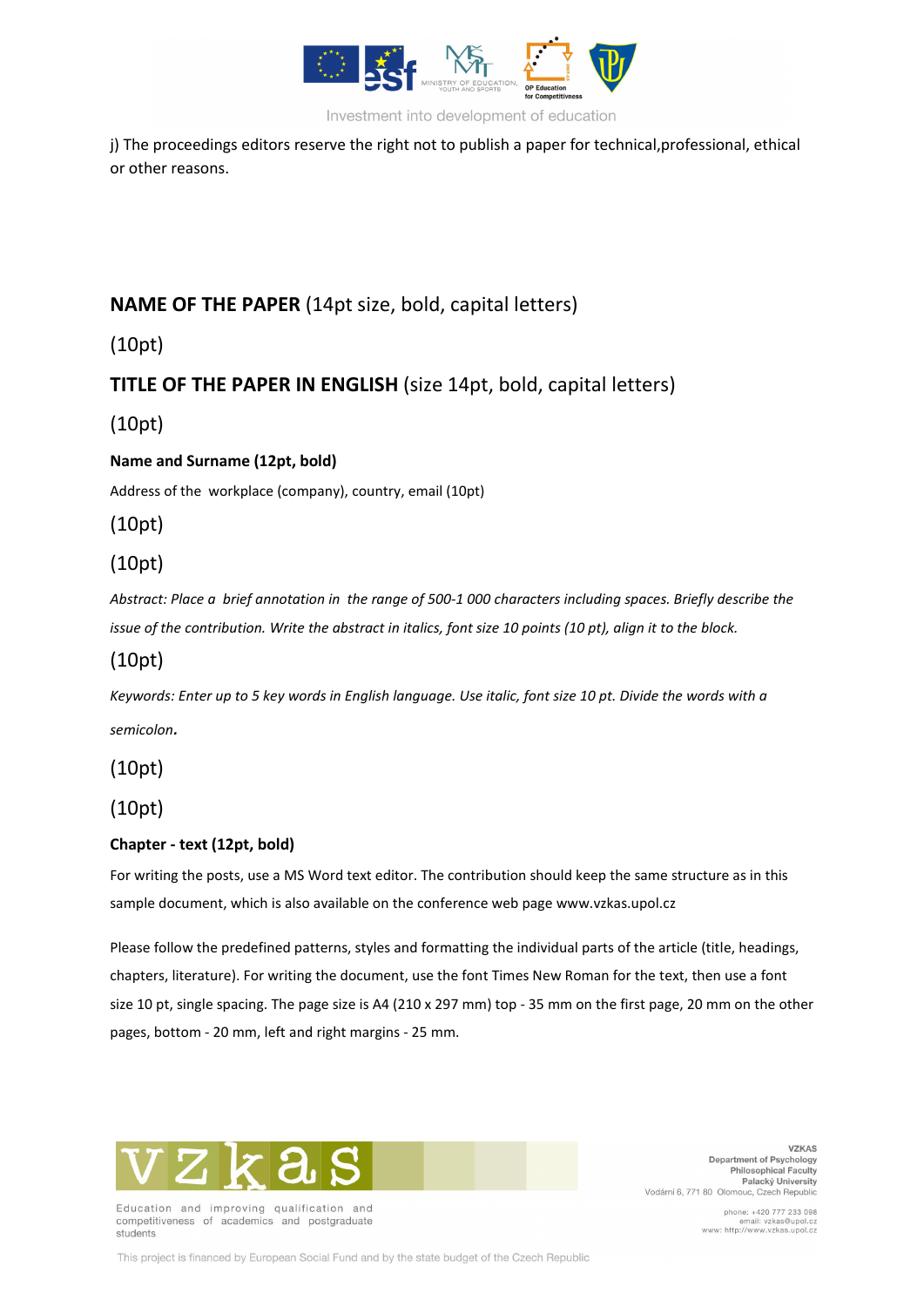j) The proceedings editors reserve the right not to publish a paper for technical,professional, ethical or other reasons.

**NAME OF THE PAPER** (14pt size, bold, capital letters)

(10pt)

**TITLE OF THE PAPER IN ENGLISH** (size 14pt, bold, capital letters)

(10pt)

**Name and Surname (12pt, bold)**

Address of the workplace (company), country, email (10pt)

(10pt)

(10pt)

*Abstract: Place a brief annotation in the range of 500-1 000 characters including spaces. Briefly describe the issue of the contribution. Write the abstract in italics, font size 10 points (10 pt), align it to the block.*

(10pt)

*Keywords: Enter up to 5 key words in English language. Use italic, font size 10 pt. Divide the words with a semicolon.*

(10pt)

(10pt)

**Chapter - text (12pt, bold)**

For writing the posts, use a MS Word text editor. The contribution should keep the same structure as in this sample document, which is also available on the conference web page www.vzkas.upol.cz

Please follow the predefined patterns, styles and formatting the individual parts of the article (title, headings, chapters, literature). For writing the document, use the font Times New Roman for the text, then use a font size 10 pt, single spacing. The page size is A4 (210 x 297 mm) top - 35 mm on the first page, 20 mm on the other pages, bottom - 20 mm, left and right margins - 25 mm.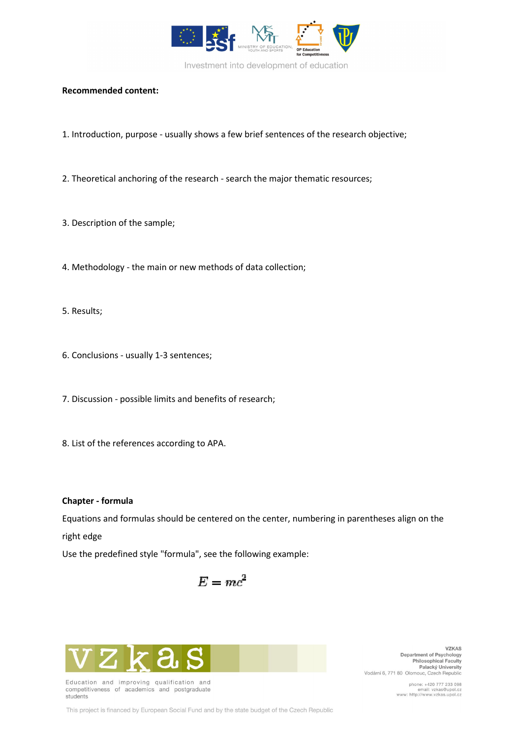**Recommended content:**

1. Introduction, purpose - usually shows a few brief sentences of the research objective;

2. Theoretical anchoring of the research - search the major thematic resources;

3. Description of the sample;

4. Methodology - the main or new methods of data collection;

5. Results;

6. Conclusions - usually 1-3 sentences;

7. Discussion - possible limits and benefits of research;

8. List of the references according to APA.

**Chapter - formula**

Equations and formulas should be centered on the center, numbering in parentheses align on the right edge

Use the predefined style "formula", see the following example:

$$E = mc^2$$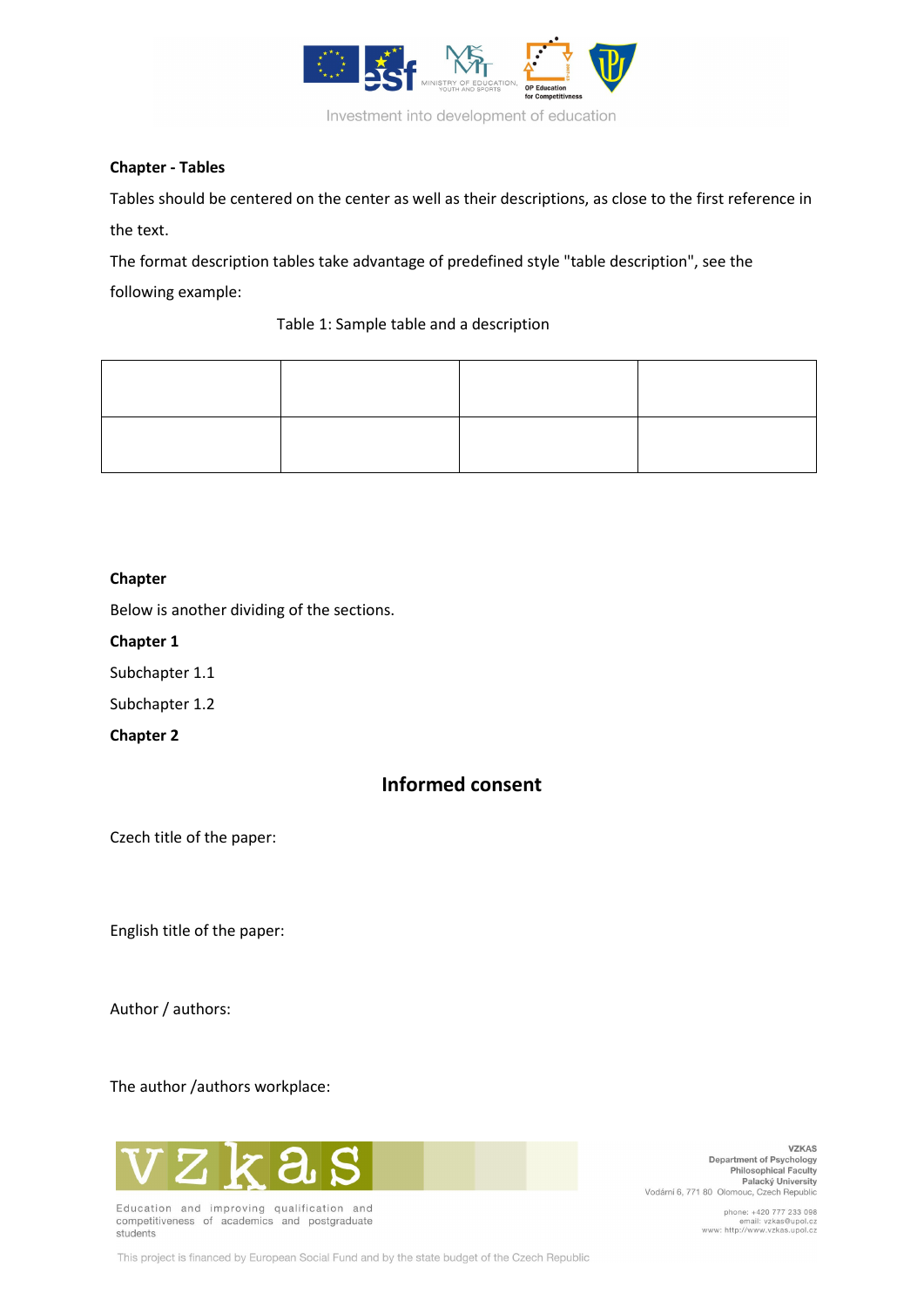**Chapter - Tables**

Tables should be centered on the center as well as their descriptions, as close to the first reference in the text.

The format description tables take advantage of predefined style "table description", see the following example:

Table 1: Sample table and a description

| | | | |
|---|---|---|---|
| | | | |

**Chapter**

Below is another dividing of the sections.

**Chapter 1**

Subchapter 1.1

Subchapter 1.2

**Chapter 2**

## Informed consent

Czech title of the paper:

English title of the paper:

Author / authors:

The author /authors workplace: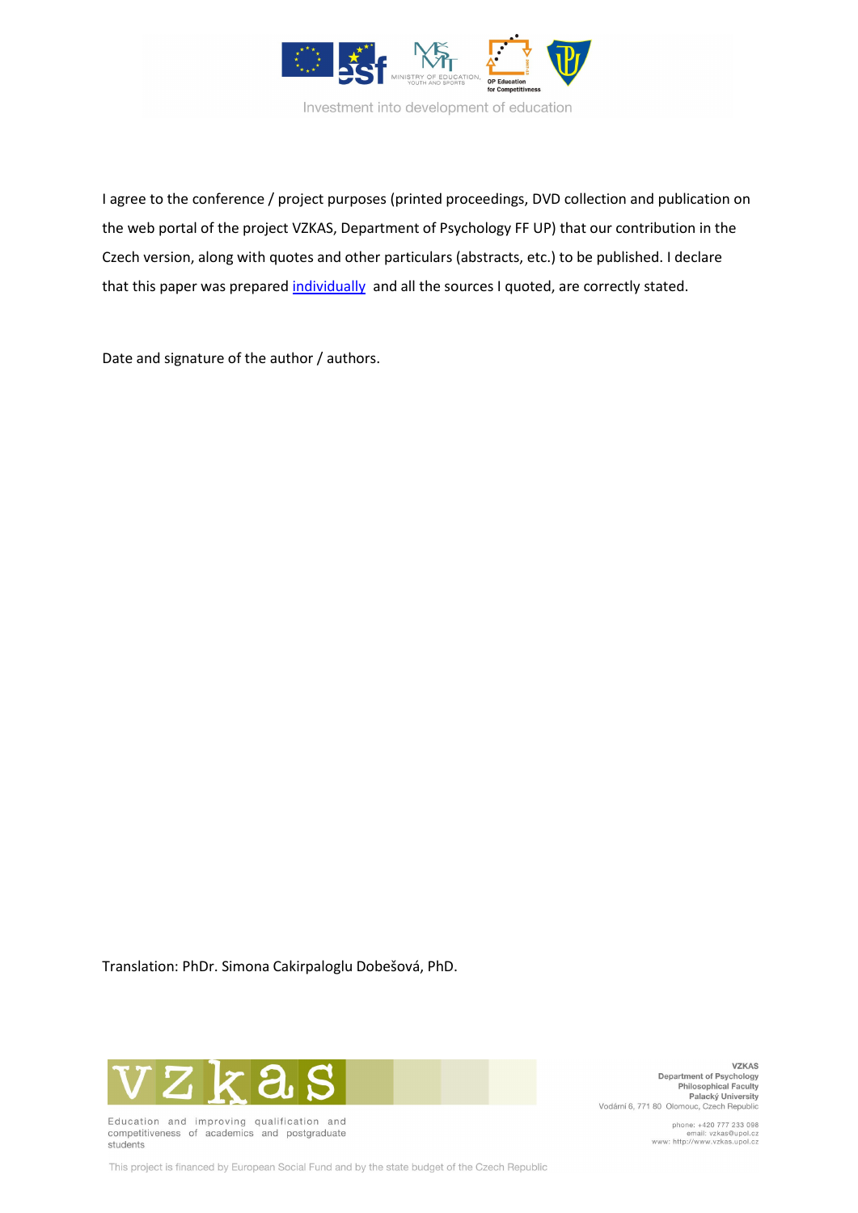I agree to the conference / project purposes (printed proceedings, DVD collection and publication on the web portal of the project VZKAS, Department of Psychology FF UP) that our contribution in the Czech version, along with quotes and other particulars (abstracts, etc.) to be published. I declare that this paper was prepared individually and all the sources I quoted, are correctly stated.

Date and signature of the author / authors.

Translation: PhDr. Simona Cakirpaloglu Dobešová, PhD.